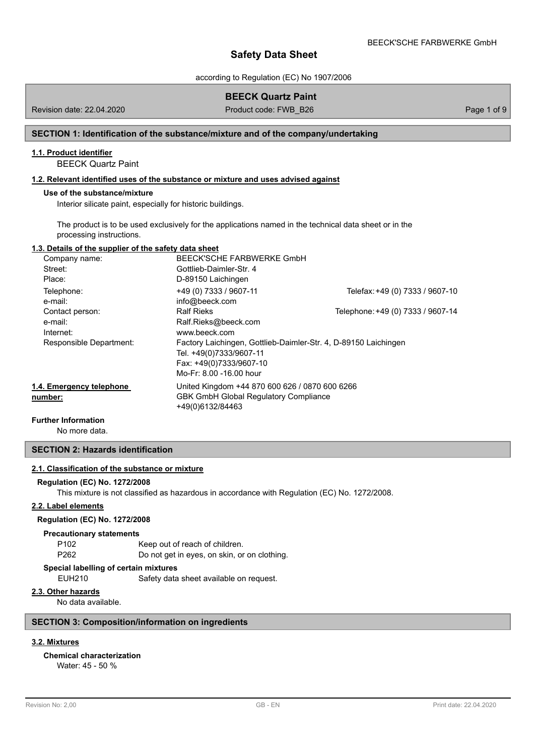# Safety Data Sheet

according to Regulation (EC) No 1907/2006

**BEECK Quartz Paint**

Revision date: 22.04.2020 | Product code: FWB_B26

## SECTION 1: Identification of the substance/mixture and of the company/undertaking

### 1.1. Product identifier

BEECK Quartz Paint

### 1.2. Relevant identified uses of the substance or mixture and uses advised against

**Use of the substance/mixture**

Interior silicate paint, especially for historic buildings.

The product is to be used exclusively for the applications named in the technical data sheet or in the processing instructions.

### 1.3. Details of the supplier of the safety data sheet

| | | |
|---|---|---|
| Company name: | BEECK'SCHE FARBWERKE GmbH | |
| Street: | Gottlieb-Daimler-Str. 4 | |
| Place: | D-89150 Laichingen | |
| Telephone: | +49 (0) 7333 / 9607-11 | Telefax: +49 (0) 7333 / 9607-10 |
| e-mail: | info@beeck.com | |
| Contact person: | Ralf Rieks | Telephone: +49 (0) 7333 / 9607-14 |
| e-mail: | Ralf.Rieks@beeck.com | |
| Internet: | www.beeck.com | |
| Responsible Department: | Factory Laichingen, Gottlieb-Daimler-Str. 4, D-89150 Laichingen<br>Tel. +49(0)7333/9607-11<br>Fax: +49(0)7333/9607-10<br>Mo-Fr: 8.00 -16.00 hour | |

### 1.4. Emergency telephone number:

United Kingdom +44 870 600 626 / 0870 600 6266
GBK GmbH Global Regulatory Compliance
+49(0)6132/84463

**Further Information**

No more data.

## SECTION 2: Hazards identification

### 2.1. Classification of the substance or mixture

**Regulation (EC) No. 1272/2008**

This mixture is not classified as hazardous in accordance with Regulation (EC) No. 1272/2008.

### 2.2. Label elements

**Regulation (EC) No. 1272/2008**

**Precautionary statements**

| | |
|---|---|
| P102 | Keep out of reach of children. |
| P262 | Do not get in eyes, on skin, or on clothing. |

**Special labelling of certain mixtures**

| | |
|---|---|
| EUH210 | Safety data sheet available on request. |

### 2.3. Other hazards

No data available.

## SECTION 3: Composition/information on ingredients

### 3.2. Mixtures

**Chemical characterization**

Water: 45 - 50 %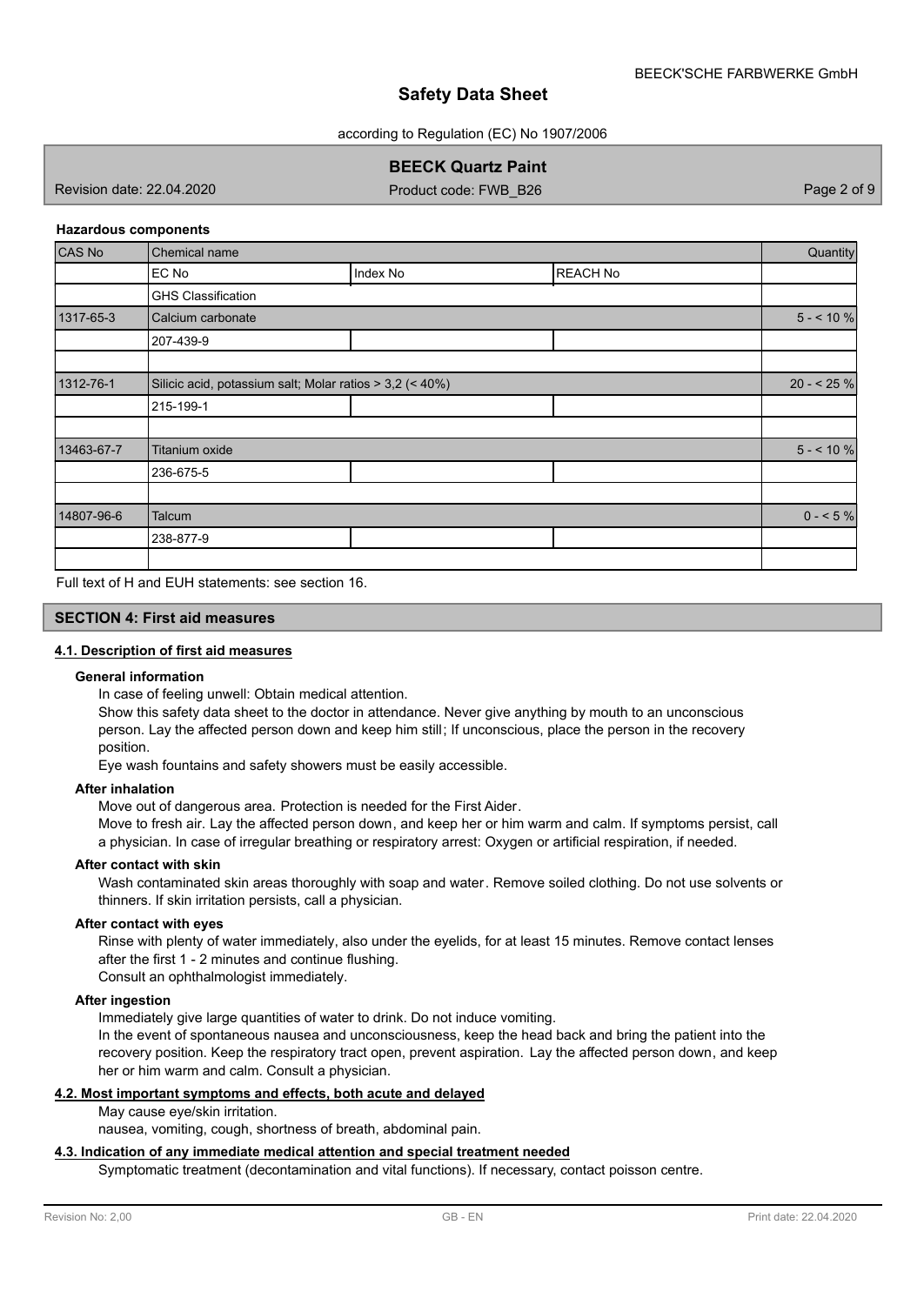**Hazardous components**

| CAS No | Chemical name | | | Quantity |
|---|---|---|---|---|
| | EC No | Index No | REACH No | |
| | GHS Classification | | | |
| 1317-65-3 | Calcium carbonate | | | 5 - < 10 % |
| | 207-439-9 | | | |
| | | | | |
| 1312-76-1 | Silicic acid, potassium salt; Molar ratios > 3,2 (< 40%) | | | 20 - < 25 % |
| | 215-199-1 | | | |
| | | | | |
| 13463-67-7 | Titanium oxide | | | 5 - < 10 % |
| | 236-675-5 | | | |
| | | | | |
| 14807-96-6 | Talcum | | | 0 - < 5 % |
| | 238-877-9 | | | |
| | | | | |

Full text of H and EUH statements: see section 16.

## SECTION 4: First aid measures

### 4.1. Description of first aid measures

**General information**

In case of feeling unwell: Obtain medical attention.

Show this safety data sheet to the doctor in attendance. Never give anything by mouth to an unconscious person. Lay the affected person down and keep him still; If unconscious, place the person in the recovery position.

Eye wash fountains and safety showers must be easily accessible.

**After inhalation**

Move out of dangerous area. Protection is needed for the First Aider.

Move to fresh air. Lay the affected person down, and keep her or him warm and calm. If symptoms persist, call a physician. In case of irregular breathing or respiratory arrest: Oxygen or artificial respiration, if needed.

**After contact with skin**

Wash contaminated skin areas thoroughly with soap and water. Remove soiled clothing. Do not use solvents or thinners. If skin irritation persists, call a physician.

**After contact with eyes**

Rinse with plenty of water immediately, also under the eyelids, for at least 15 minutes. Remove contact lenses after the first 1 - 2 minutes and continue flushing.

Consult an ophthalmologist immediately.

**After ingestion**

Immediately give large quantities of water to drink. Do not induce vomiting.

In the event of spontaneous nausea and unconsciousness, keep the head back and bring the patient into the recovery position. Keep the respiratory tract open, prevent aspiration. Lay the affected person down, and keep her or him warm and calm. Consult a physician.

### 4.2. Most important symptoms and effects, both acute and delayed

May cause eye/skin irritation.

nausea, vomiting, cough, shortness of breath, abdominal pain.

### 4.3. Indication of any immediate medical attention and special treatment needed

Symptomatic treatment (decontamination and vital functions). If necessary, contact poisson centre.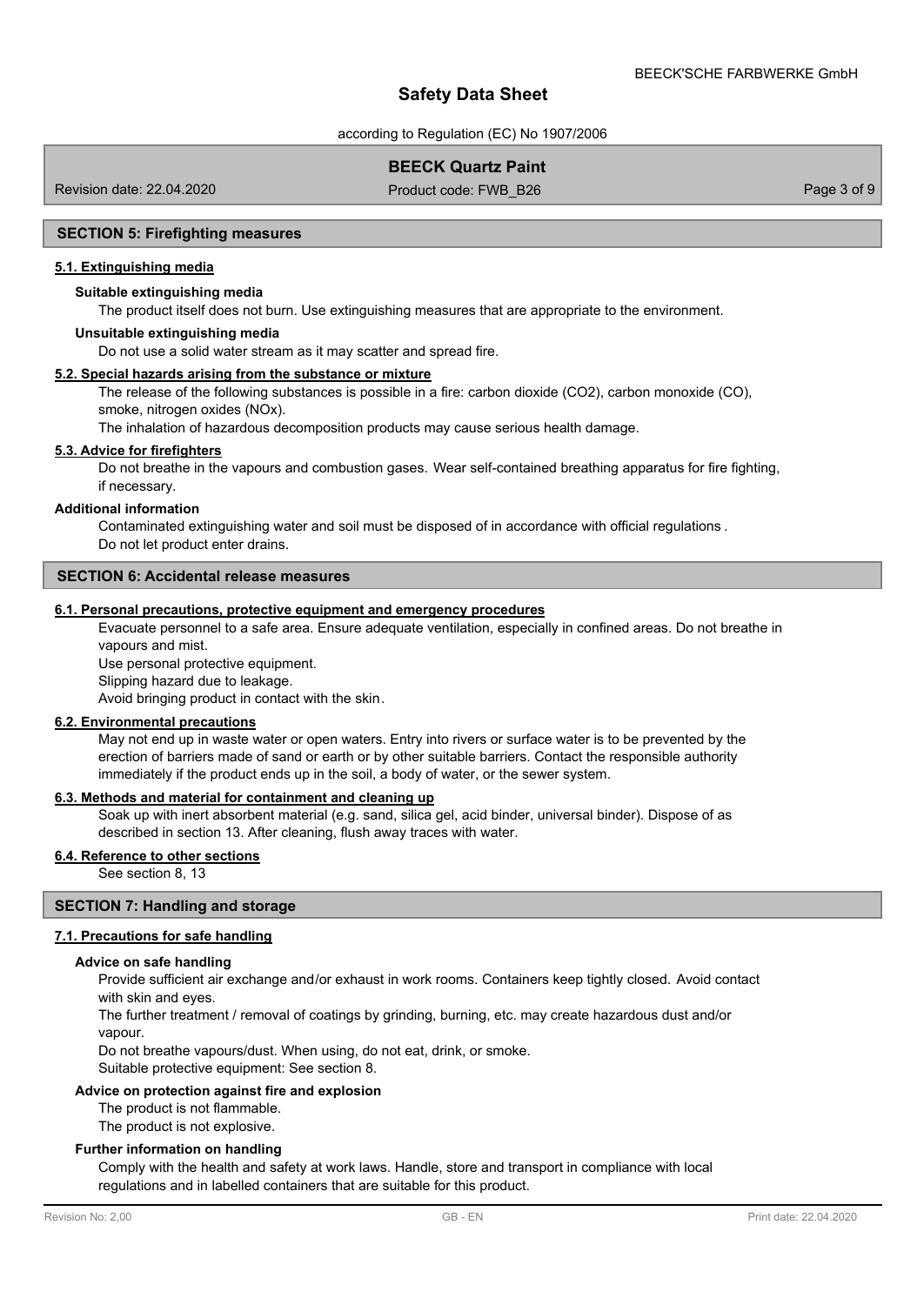## SECTION 5: Firefighting measures

### 5.1. Extinguishing media

**Suitable extinguishing media**

The product itself does not burn. Use extinguishing measures that are appropriate to the environment.

**Unsuitable extinguishing media**

Do not use a solid water stream as it may scatter and spread fire.

### 5.2. Special hazards arising from the substance or mixture

The release of the following substances is possible in a fire: carbon dioxide ($CO_2$), carbon monoxide (CO), smoke, nitrogen oxides ($NO_x$).

The inhalation of hazardous decomposition products may cause serious health damage.

### 5.3. Advice for firefighters

Do not breathe in the vapours and combustion gases. Wear self-contained breathing apparatus for fire fighting, if necessary.

**Additional information**

Contaminated extinguishing water and soil must be disposed of in accordance with official regulations.
Do not let product enter drains.

## SECTION 6: Accidental release measures

### 6.1. Personal precautions, protective equipment and emergency procedures

Evacuate personnel to a safe area. Ensure adequate ventilation, especially in confined areas. Do not breathe in vapours and mist.

Use personal protective equipment.

Slipping hazard due to leakage.

Avoid bringing product in contact with the skin.

### 6.2. Environmental precautions

May not end up in waste water or open waters. Entry into rivers or surface water is to be prevented by the erection of barriers made of sand or earth or by other suitable barriers. Contact the responsible authority immediately if the product ends up in the soil, a body of water, or the sewer system.

### 6.3. Methods and material for containment and cleaning up

Soak up with inert absorbent material (e.g. sand, silica gel, acid binder, universal binder). Dispose of as described in section 13. After cleaning, flush away traces with water.

### 6.4. Reference to other sections

See section 8, 13

## SECTION 7: Handling and storage

### 7.1. Precautions for safe handling

**Advice on safe handling**

Provide sufficient air exchange and/or exhaust in work rooms. Containers keep tightly closed. Avoid contact with skin and eyes.

The further treatment / removal of coatings by grinding, burning, etc. may create hazardous dust and/or vapour.

Do not breathe vapours/dust. When using, do not eat, drink, or smoke.

Suitable protective equipment: See section 8.

**Advice on protection against fire and explosion**

The product is not flammable.

The product is not explosive.

**Further information on handling**

Comply with the health and safety at work laws. Handle, store and transport in compliance with local regulations and in labelled containers that are suitable for this product.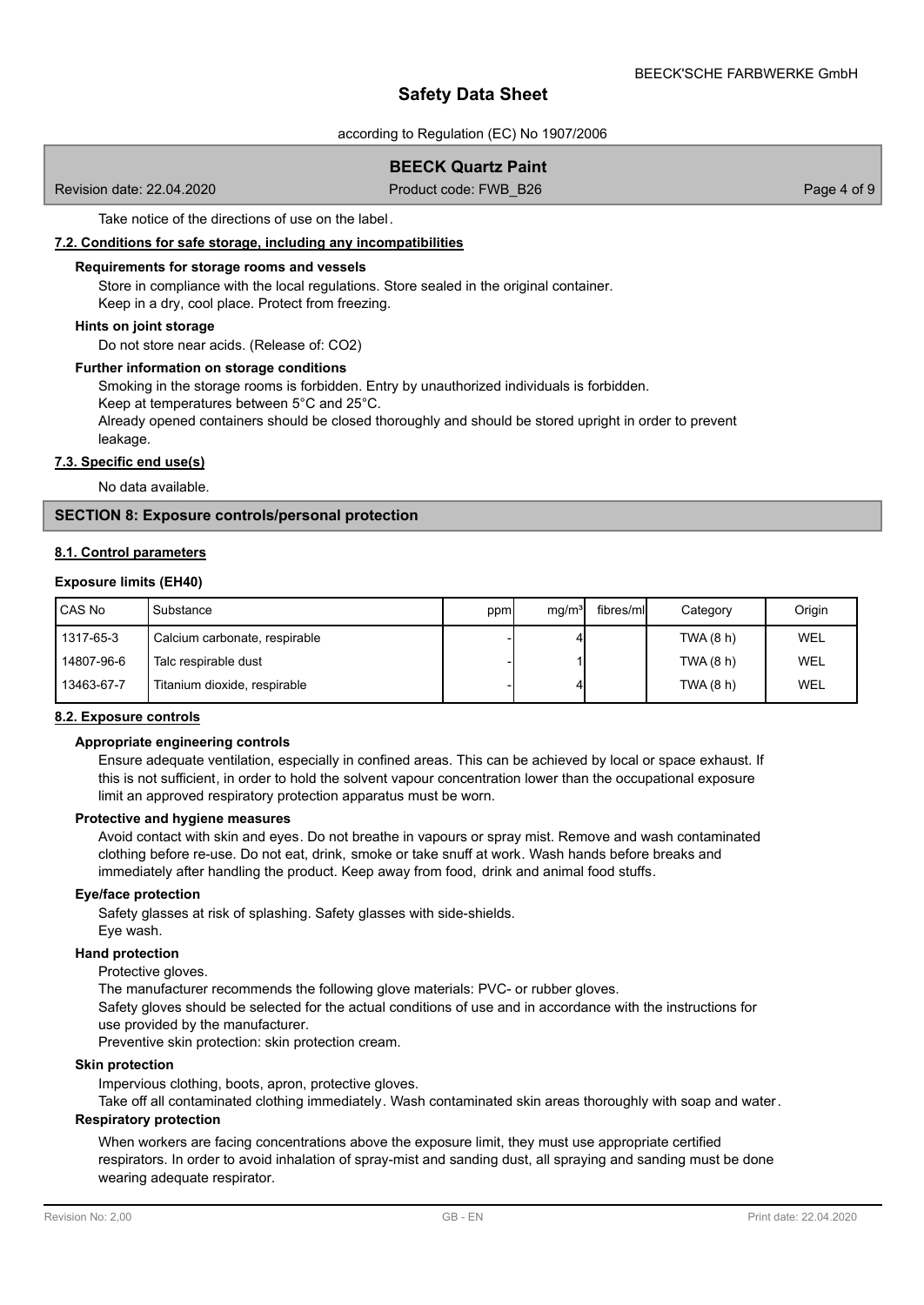Take notice of the directions of use on the label.

### 7.2. Conditions for safe storage, including any incompatibilities

**Requirements for storage rooms and vessels**

Store in compliance with the local regulations. Store sealed in the original container.
Keep in a dry, cool place. Protect from freezing.

**Hints on joint storage**

Do not store near acids. (Release of: $CO_2$)

**Further information on storage conditions**

Smoking in the storage rooms is forbidden. Entry by unauthorized individuals is forbidden.
Keep at temperatures between 5°C and 25°C.
Already opened containers should be closed thoroughly and should be stored upright in order to prevent leakage.

### 7.3. Specific end use(s)

No data available.

## SECTION 8: Exposure controls/personal protection

### 8.1. Control parameters

**Exposure limits (EH40)**

| CAS No | Substance | ppm | mg/m³ | fibres/ml | Category | Origin |
|---|---|---|---|---|---|---|
| 1317-65-3 | Calcium carbonate, respirable | - | 4 | | TWA (8 h) | WEL |
| 14807-96-6 | Talc respirable dust | - | 1 | | TWA (8 h) | WEL |
| 13463-67-7 | Titanium dioxide, respirable | - | 4 | | TWA (8 h) | WEL |

### 8.2. Exposure controls

**Appropriate engineering controls**

Ensure adequate ventilation, especially in confined areas. This can be achieved by local or space exhaust. If this is not sufficient, in order to hold the solvent vapour concentration lower than the occupational exposure limit an approved respiratory protection apparatus must be worn.

**Protective and hygiene measures**

Avoid contact with skin and eyes. Do not breathe in vapours or spray mist. Remove and wash contaminated clothing before re-use. Do not eat, drink, smoke or take snuff at work. Wash hands before breaks and immediately after handling the product. Keep away from food, drink and animal food stuffs.

**Eye/face protection**

Safety glasses at risk of splashing. Safety glasses with side-shields.
Eye wash.

**Hand protection**

Protective gloves.
The manufacturer recommends the following glove materials: PVC- or rubber gloves.
Safety gloves should be selected for the actual conditions of use and in accordance with the instructions for use provided by the manufacturer.
Preventive skin protection: skin protection cream.

**Skin protection**

Impervious clothing, boots, apron, protective gloves.
Take off all contaminated clothing immediately. Wash contaminated skin areas thoroughly with soap and water.

**Respiratory protection**

When workers are facing concentrations above the exposure limit, they must use appropriate certified respirators. In order to avoid inhalation of spray-mist and sanding dust, all spraying and sanding must be done wearing adequate respirator.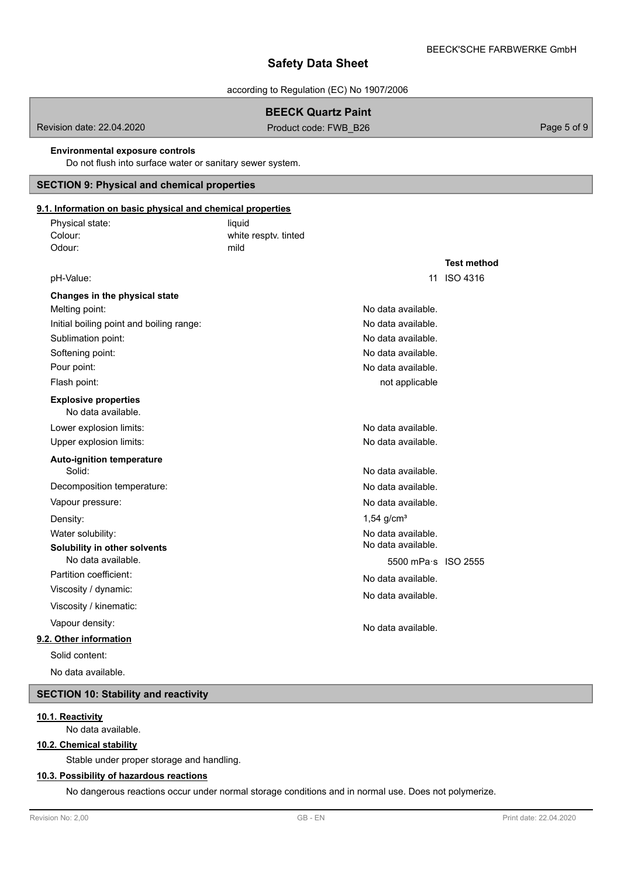**Environmental exposure controls**

Do not flush into surface water or sanitary sewer system.

## SECTION 9: Physical and chemical properties

### 9.1. Information on basic physical and chemical properties

| | | | |
|---|---|---|---|
| Physical state: | liquid | | |
| Colour: | white resptv. tinted | | |
| Odour: | mild | | |
| | | | **Test method** |
| pH-Value: | | 11 | ISO 4316 |
| **Changes in the physical state** | | | |
| Melting point: | | No data available. | |
| Initial boiling point and boiling range: | | No data available. | |
| Sublimation point: | | No data available. | |
| Softening point: | | No data available. | |
| Pour point: | | No data available. | |
| Flash point: | | not applicable | |

**Explosive properties**

No data available.

| | | | |
|---|---|---|---|
| Lower explosion limits: | | No data available. | |
| Upper explosion limits: | | No data available. | |
| **Auto-ignition temperature** | | | |
| Solid: | | No data available. | |
| Decomposition temperature: | | No data available. | |
| Vapour pressure: | | No data available. | |
| Density: | | 1,54 g/cm³ | |
| Water solubility: | | No data available. | |
| **Solubility in other solvents** | | No data available. | |
| No data available. | | 5500 mPa·s | ISO 2555 |
| Partition coefficient: | | No data available. | |
| Viscosity / dynamic: | | No data available. | |
| Viscosity / kinematic: | | | |
| Vapour density: | | No data available. | |

### 9.2. Other information

Solid content:

No data available.

## SECTION 10: Stability and reactivity

### 10.1. Reactivity

No data available.

### 10.2. Chemical stability

Stable under proper storage and handling.

### 10.3. Possibility of hazardous reactions

No dangerous reactions occur under normal storage conditions and in normal use. Does not polymerize.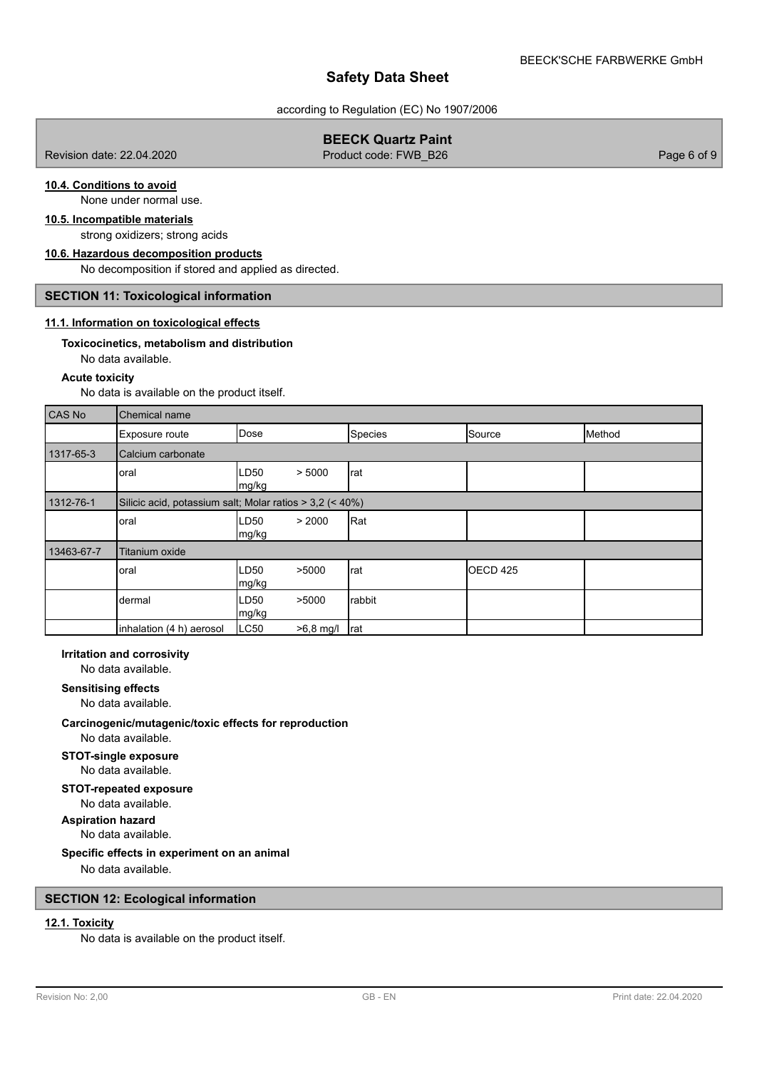#### 10.4. Conditions to avoid

None under normal use.

#### 10.5. Incompatible materials

strong oxidizers; strong acids

#### 10.6. Hazardous decomposition products

No decomposition if stored and applied as directed.

## SECTION 11: Toxicological information

#### 11.1. Information on toxicological effects

**Toxicocinetics, metabolism and distribution**

No data available.

**Acute toxicity**

No data is available on the product itself.

| CAS No | Chemical name | | | | |
|---|---|---|---|---|---|
| | Exposure route | Dose | Species | Source | Method |
| 1317-65-3 | Calcium carbonate | | | | |
| | oral | LD50 > 5000 mg/kg | rat | | |
| 1312-76-1 | Silicic acid, potassium salt; Molar ratios > 3,2 (< 40%) | | | | |
| | oral | LD50 > 2000 mg/kg | Rat | | |
| 13463-67-7 | Titanium oxide | | | | |
| | oral | LD50 >5000 mg/kg | rat | OECD 425 | |
| | dermal | LD50 >5000 mg/kg | rabbit | | |
| | inhalation (4 h) aerosol | LC50 >6,8 mg/l | rat | | |

**Irritation and corrosivity**

No data available.

**Sensitising effects**

No data available.

**Carcinogenic/mutagenic/toxic effects for reproduction**

No data available.

**STOT-single exposure**

No data available.

**STOT-repeated exposure**

No data available.

**Aspiration hazard**

No data available.

**Specific effects in experiment on an animal**

No data available.

## SECTION 12: Ecological information

#### 12.1. Toxicity

No data is available on the product itself.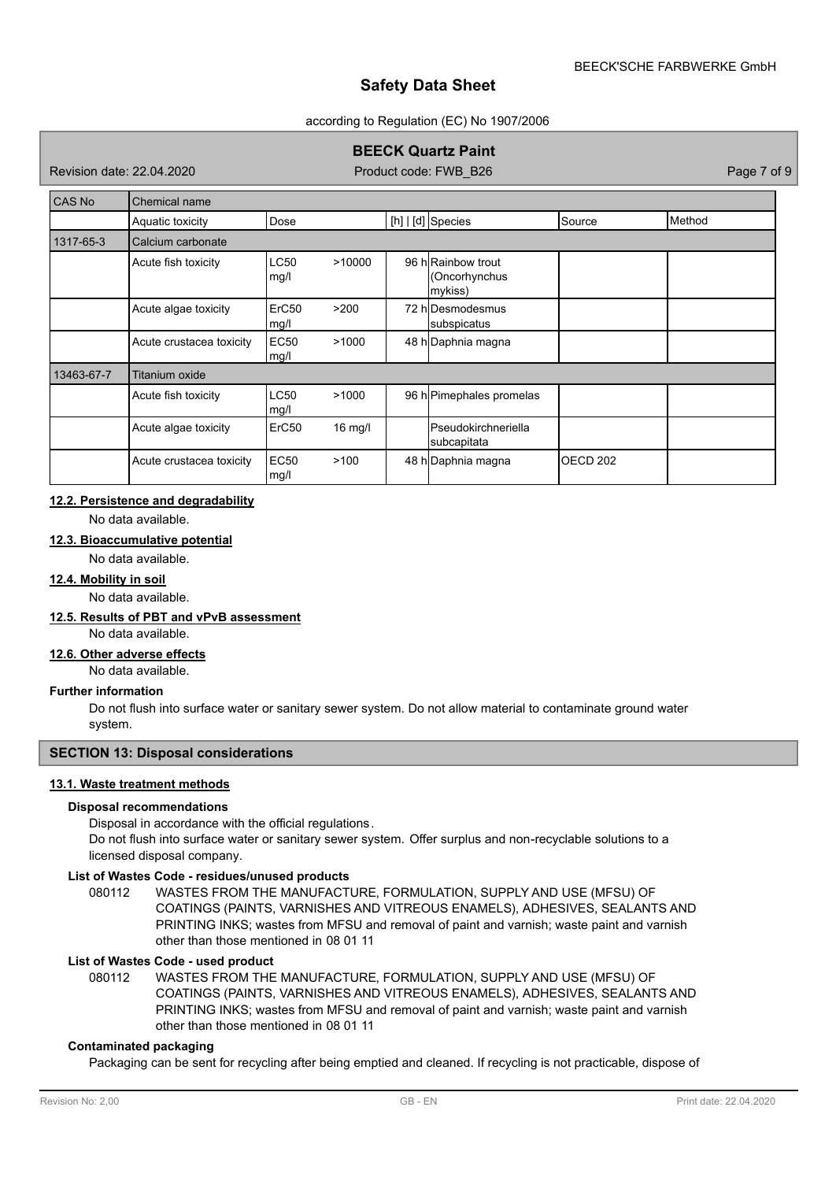| CAS No | Chemical name | | | | | |
|---|---|---|---|---|---|---|
| | Aquatic toxicity | Dose | | [h] \| [d] | Species | Source | Method |
| 1317-65-3 | Calcium carbonate | | | | | |
| | Acute fish toxicity | LC50 mg/l | >10000 | 96 h | Rainbow trout (Oncorhynchus mykiss) | | |
| | Acute algae toxicity | ErC50 mg/l | >200 | 72 h | Desmodesmus subspicatus | | |
| | Acute crustacea toxicity | EC50 mg/l | >1000 | 48 h | Daphnia magna | | |
| 13463-67-7 | Titanium oxide | | | | | |
| | Acute fish toxicity | LC50 mg/l | >1000 | 96 h | Pimephales promelas | | |
| | Acute algae toxicity | ErC50 | 16 mg/l | | Pseudokirchneriella subcapitata | | |
| | Acute crustacea toxicity | EC50 mg/l | >100 | 48 h | Daphnia magna | OECD 202 | |

### 12.2. Persistence and degradability

No data available.

### 12.3. Bioaccumulative potential

No data available.

### 12.4. Mobility in soil

No data available.

### 12.5. Results of PBT and vPvB assessment

No data available.

### 12.6. Other adverse effects

No data available.

**Further information**

Do not flush into surface water or sanitary sewer system. Do not allow material to contaminate ground water system.

## SECTION 13: Disposal considerations

### 13.1. Waste treatment methods

**Disposal recommendations**

Disposal in accordance with the official regulations.

Do not flush into surface water or sanitary sewer system. Offer surplus and non-recyclable solutions to a licensed disposal company.

**List of Wastes Code - residues/unused products**

080112 WASTES FROM THE MANUFACTURE, FORMULATION, SUPPLY AND USE (MFSU) OF COATINGS (PAINTS, VARNISHES AND VITREOUS ENAMELS), ADHESIVES, SEALANTS AND PRINTING INKS; wastes from MFSU and removal of paint and varnish; waste paint and varnish other than those mentioned in 08 01 11

**List of Wastes Code - used product**

080112 WASTES FROM THE MANUFACTURE, FORMULATION, SUPPLY AND USE (MFSU) OF COATINGS (PAINTS, VARNISHES AND VITREOUS ENAMELS), ADHESIVES, SEALANTS AND PRINTING INKS; wastes from MFSU and removal of paint and varnish; waste paint and varnish other than those mentioned in 08 01 11

**Contaminated packaging**

Packaging can be sent for recycling after being emptied and cleaned. If recycling is not practicable, dispose of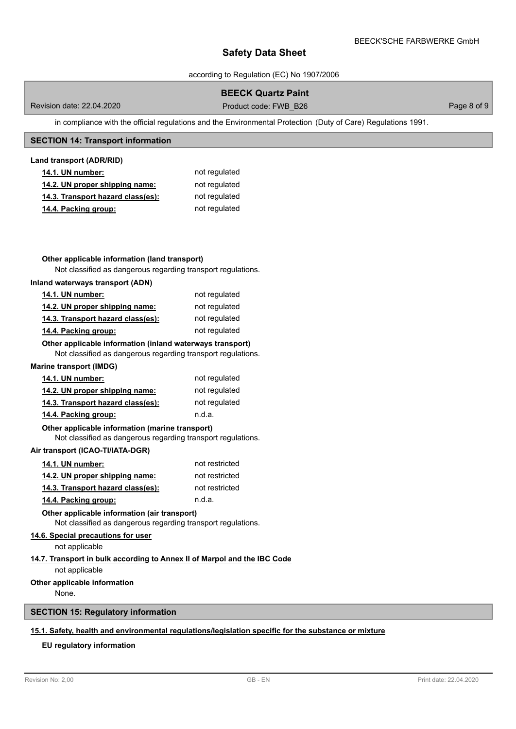in compliance with the official regulations and the Environmental Protection (Duty of Care) Regulations 1991.

## SECTION 14: Transport information

**Land transport (ADR/RID)**

| | |
|---|---|
| 14.1. UN number: | not regulated |
| 14.2. UN proper shipping name: | not regulated |
| 14.3. Transport hazard class(es): | not regulated |
| 14.4. Packing group: | not regulated |

**Other applicable information (land transport)**

Not classified as dangerous regarding transport regulations.

**Inland waterways transport (ADN)**

| | |
|---|---|
| 14.1. UN number: | not regulated |
| 14.2. UN proper shipping name: | not regulated |
| 14.3. Transport hazard class(es): | not regulated |
| 14.4. Packing group: | not regulated |

**Other applicable information (inland waterways transport)**

Not classified as dangerous regarding transport regulations.

**Marine transport (IMDG)**

| | |
|---|---|
| 14.1. UN number: | not regulated |
| 14.2. UN proper shipping name: | not regulated |
| 14.3. Transport hazard class(es): | not regulated |
| 14.4. Packing group: | n.d.a. |

**Other applicable information (marine transport)**

Not classified as dangerous regarding transport regulations.

**Air transport (ICAO-TI/IATA-DGR)**

| | |
|---|---|
| 14.1. UN number: | not restricted |
| 14.2. UN proper shipping name: | not restricted |
| 14.3. Transport hazard class(es): | not restricted |
| 14.4. Packing group: | n.d.a. |

**Other applicable information (air transport)**

Not classified as dangerous regarding transport regulations.

**14.6. Special precautions for user**

not applicable

**14.7. Transport in bulk according to Annex II of Marpol and the IBC Code**

not applicable

**Other applicable information**

None.

## SECTION 15: Regulatory information

**15.1. Safety, health and environmental regulations/legislation specific for the substance or mixture**

**EU regulatory information**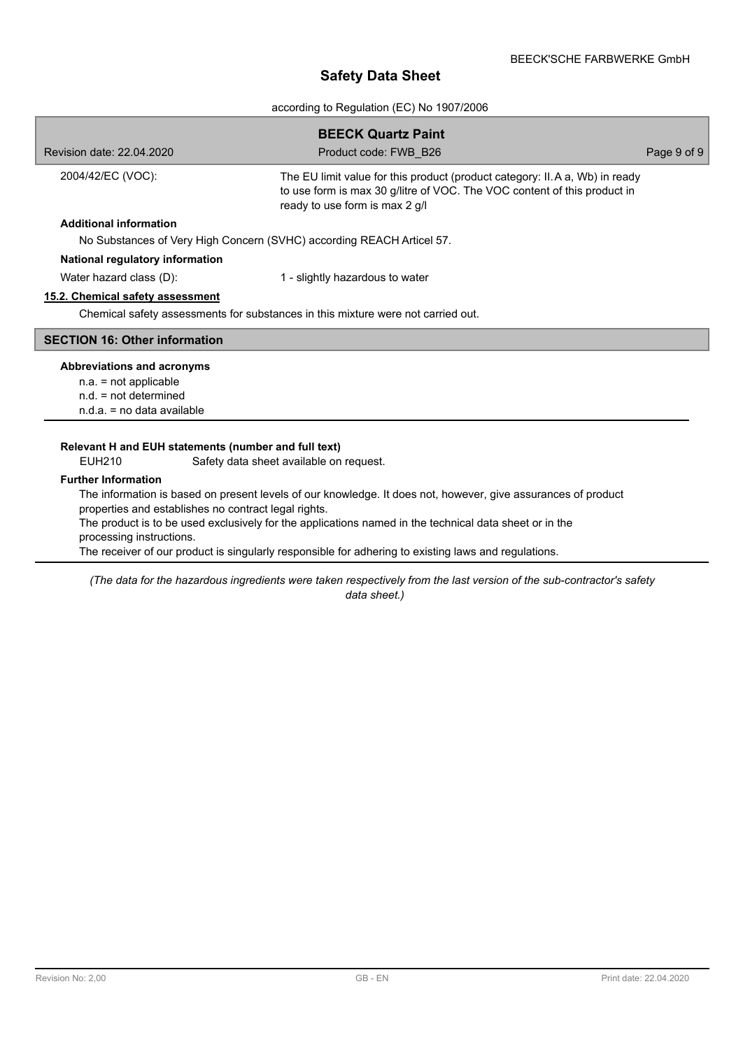2004/42/EC (VOC): The EU limit value for this product (product category: II.A a, Wb) in ready to use form is max 30 g/litre of VOC. The VOC content of this product in ready to use form is max 2 g/l

**Additional information**

No Substances of Very High Concern (SVHC) according REACH Articel 57.

**National regulatory information**

Water hazard class (D): 1 - slightly hazardous to water

**15.2. Chemical safety assessment**

Chemical safety assessments for substances in this mixture were not carried out.

## SECTION 16: Other information

**Abbreviations and acronyms**

n.a. = not applicable
n.d. = not determined
n.d.a. = no data available

**Relevant H and EUH statements (number and full text)**

EUH210 Safety data sheet available on request.

**Further Information**

The information is based on present levels of our knowledge. It does not, however, give assurances of product properties and establishes no contract legal rights.
The product is to be used exclusively for the applications named in the technical data sheet or in the processing instructions.
The receiver of our product is singularly responsible for adhering to existing laws and regulations.

*(The data for the hazardous ingredients were taken respectively from the last version of the sub-contractor's safety data sheet.)*